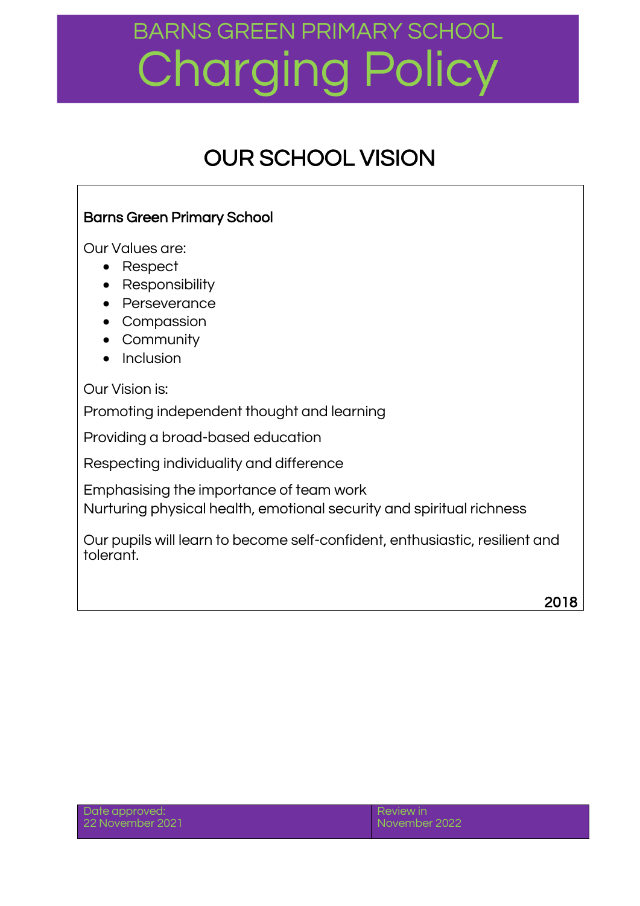# BARNS GREEN PRIMARY SCHOOL
# Charging Policy

## OUR SCHOOL VISION

**Barns Green Primary School**

Our Values are:

- Respect
- Responsibility
- Perseverance
- Compassion
- Community
- Inclusion

Our Vision is:

Promoting independent thought and learning

Providing a broad-based education

Respecting individuality and difference

Emphasising the importance of team work
Nurturing physical health, emotional security and spiritual richness

Our pupils will learn to become self-confident, enthusiastic, resilient and tolerant.

2018

| | |
|---|---|
| Date approved:<br>22 November 2021 | Review in<br>November 2022 |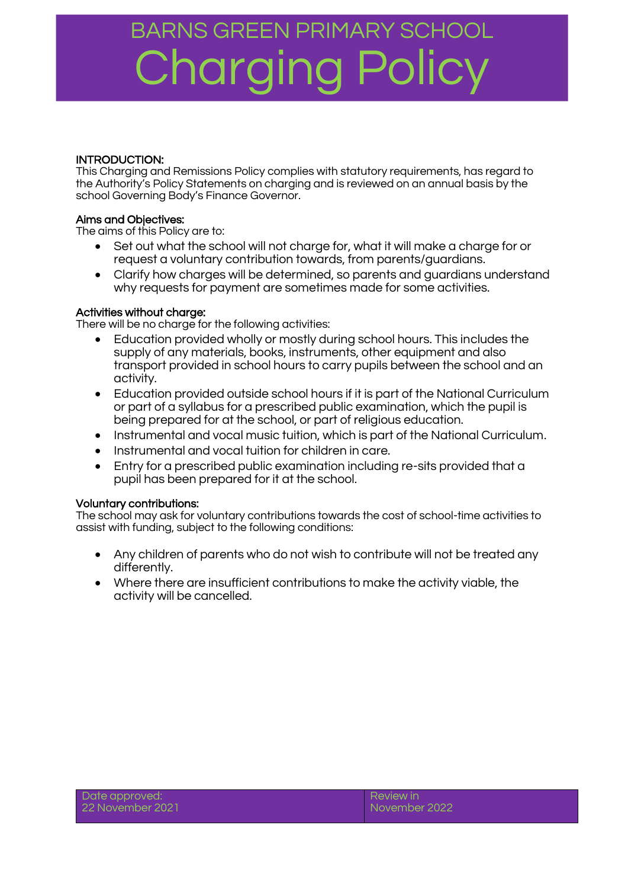# BARNS GREEN PRIMARY SCHOOL

# Charging Policy

**INTRODUCTION:**
This Charging and Remissions Policy complies with statutory requirements, has regard to the Authority's Policy Statements on charging and is reviewed on an annual basis by the school Governing Body's Finance Governor.

**Aims and Objectives:**
The aims of this Policy are to:

- Set out what the school will not charge for, what it will make a charge for or request a voluntary contribution towards, from parents/guardians.
- Clarify how charges will be determined, so parents and guardians understand why requests for payment are sometimes made for some activities.

**Activities without charge:**
There will be no charge for the following activities:

- Education provided wholly or mostly during school hours. This includes the supply of any materials, books, instruments, other equipment and also transport provided in school hours to carry pupils between the school and an activity.
- Education provided outside school hours if it is part of the National Curriculum or part of a syllabus for a prescribed public examination, which the pupil is being prepared for at the school, or part of religious education.
- Instrumental and vocal music tuition, which is part of the National Curriculum.
- Instrumental and vocal tuition for children in care.
- Entry for a prescribed public examination including re-sits provided that a pupil has been prepared for it at the school.

**Voluntary contributions:**
The school may ask for voluntary contributions towards the cost of school-time activities to assist with funding, subject to the following conditions:

- Any children of parents who do not wish to contribute will not be treated any differently.
- Where there are insufficient contributions to make the activity viable, the activity will be cancelled.

| | |
|---|---|
| Date approved: 22 November 2021 | Review in November 2022 |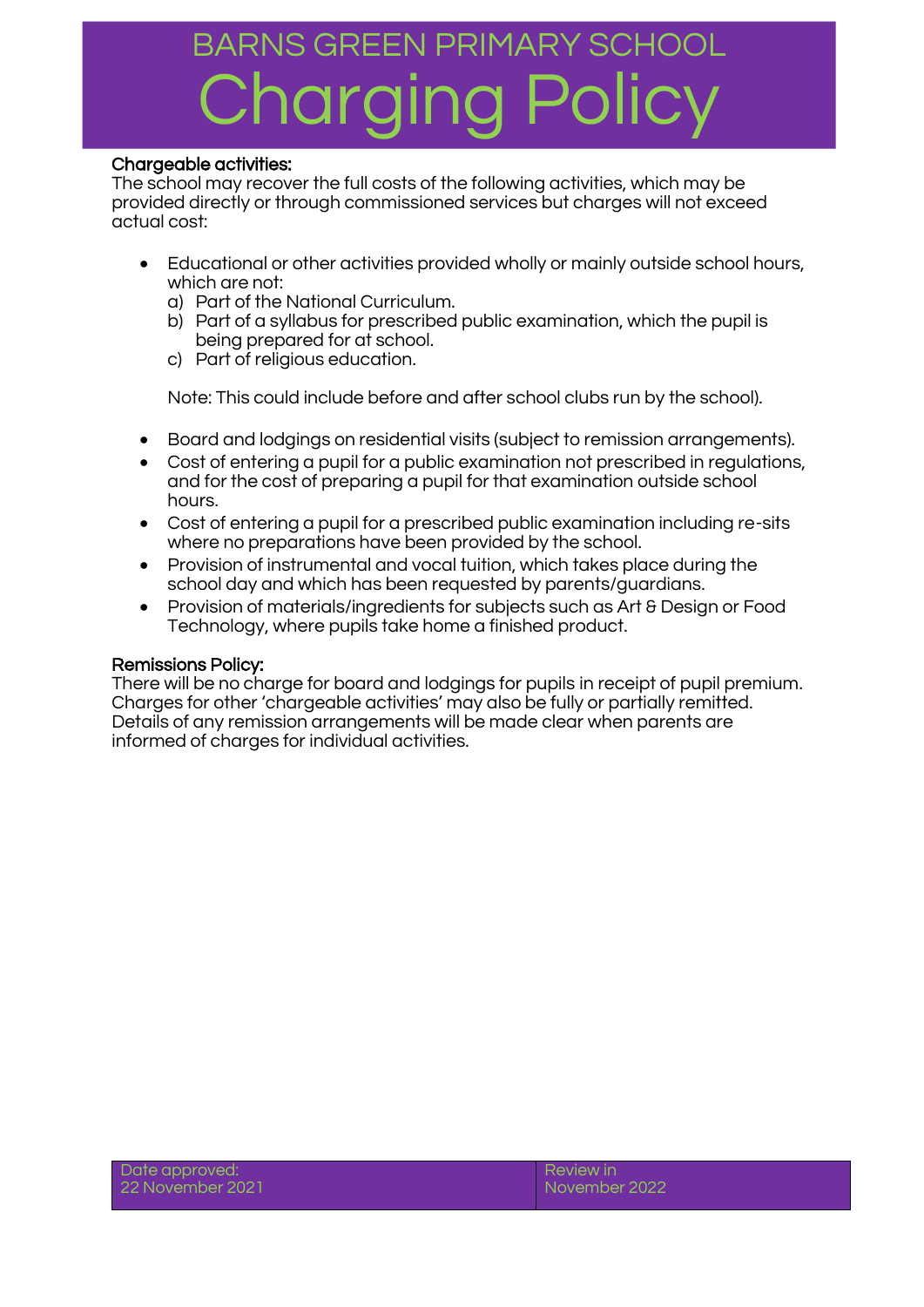# BARNS GREEN PRIMARY SCHOOL

# Charging Policy

**Chargeable activities:**
The school may recover the full costs of the following activities, which may be provided directly or through commissioned services but charges will not exceed actual cost:

- Educational or other activities provided wholly or mainly outside school hours, which are not:
  a) Part of the National Curriculum.
  b) Part of a syllabus for prescribed public examination, which the pupil is being prepared for at school.
  c) Part of religious education.

  Note: This could include before and after school clubs run by the school).

- Board and lodgings on residential visits (subject to remission arrangements).
- Cost of entering a pupil for a public examination not prescribed in regulations, and for the cost of preparing a pupil for that examination outside school hours.
- Cost of entering a pupil for a prescribed public examination including re-sits where no preparations have been provided by the school.
- Provision of instrumental and vocal tuition, which takes place during the school day and which has been requested by parents/guardians.
- Provision of materials/ingredients for subjects such as Art & Design or Food Technology, where pupils take home a finished product.

**Remissions Policy:**
There will be no charge for board and lodgings for pupils in receipt of pupil premium. Charges for other 'chargeable activities' may also be fully or partially remitted. Details of any remission arrangements will be made clear when parents are informed of charges for individual activities.

| | |
|---|---|
| Date approved:<br>22 November 2021 | Review in<br>November 2022 |